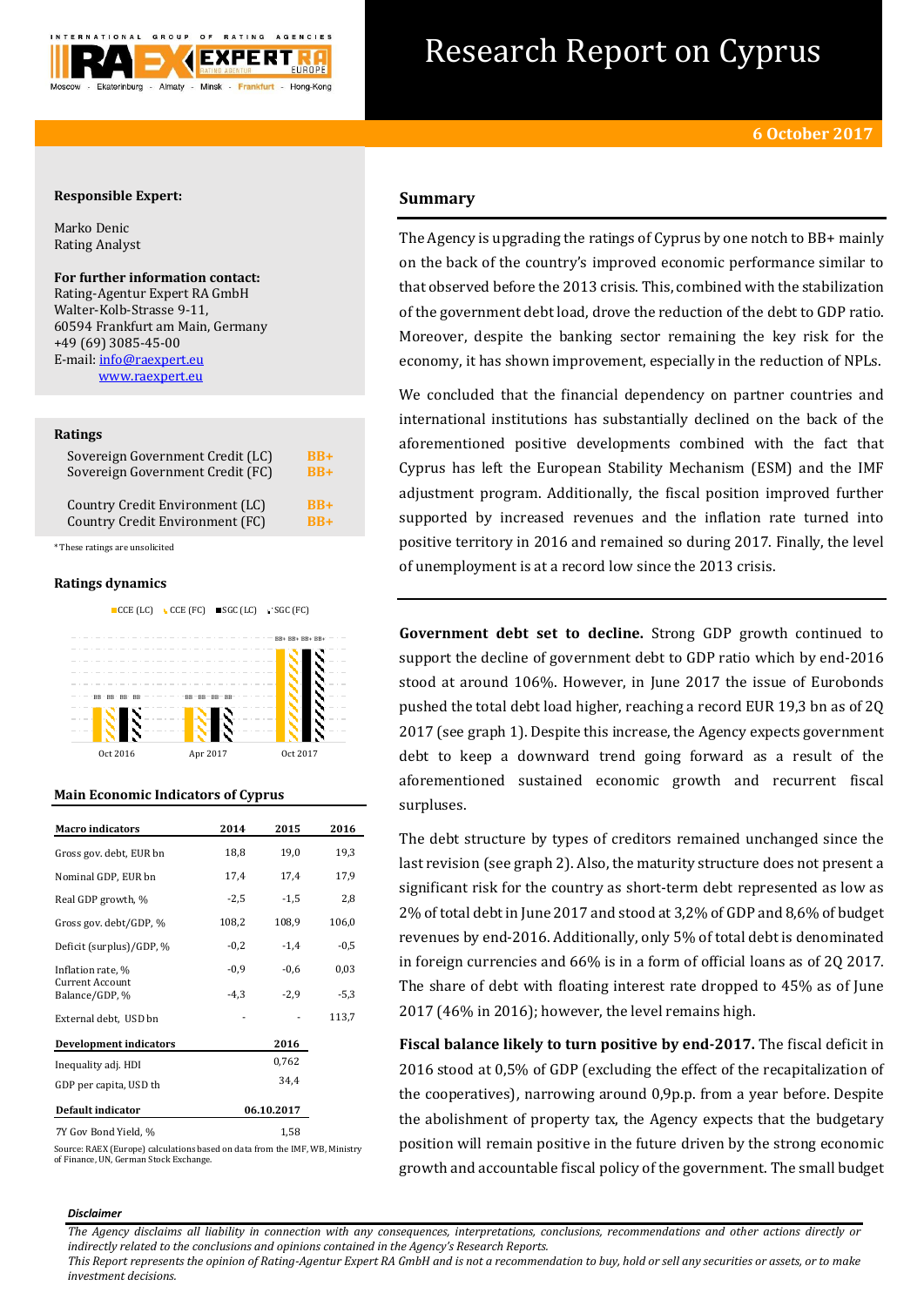# Research Report on Cyprus

**6 October 2017**

**Responsible Expert:**

Marko Denic
Rating Analyst

**For further information contact:**
Rating-Agentur Expert RA GmbH
Walter-Kolb-Strasse 9-11,
60594 Frankfurt am Main, Germany
+49 (69) 3085-45-00
E-mail: info@raexpert.eu
www.raexpert.eu

**Ratings**

| | |
|---|---|
| Sovereign Government Credit (LC) | BB+ |
| Sovereign Government Credit (FC) | BB+ |
| Country Credit Environment (LC) | BB+ |
| Country Credit Environment (FC) | BB+ |

*These ratings are unsolicited

**Ratings dynamics**

CCE (LC), CCE (FC), SGC (LC), SGC (FC)

| | CCE (LC) | CCE (FC) | SGC (LC) | SGC (FC) |
|---|---|---|---|---|
| Oct 2016 | BB | BB | BB | BB |
| Apr 2017 | BB | BB | BB | BB |
| Oct 2017 | BB+ | BB+ | BB+ | BB+ |

**Main Economic Indicators of Cyprus**

| Macro indicators | 2014 | 2015 | 2016 |
|---|---|---|---|
| Gross gov. debt, EUR bn | 18,8 | 19,0 | 19,3 |
| Nominal GDP, EUR bn | 17,4 | 17,4 | 17,9 |
| Real GDP growth, % | -2,5 | -1,5 | 2,8 |
| Gross gov. debt/GDP, % | 108,2 | 108,9 | 106,0 |
| Deficit (surplus)/GDP, % | -0,2 | -1,4 | -0,5 |
| Inflation rate, % | -0,9 | -0,6 | 0,03 |
| Current Account Balance/GDP, % | -4,3 | -2,9 | -5,3 |
| External debt, USD bn | - | - | 113,7 |

| Development indicators | 2016 |
|---|---|
| Inequality adj. HDI | 0,762 |
| GDP per capita, USD th | 34,4 |

| Default indicator | 06.10.2017 |
|---|---|
| 7Y Gov Bond Yield, % | 1,58 |

Source: RAEX (Europe) calculations based on data from the IMF, WB, Ministry of Finance, UN, German Stock Exchange.

## Summary

The Agency is upgrading the ratings of Cyprus by one notch to BB+ mainly on the back of the country's improved economic performance similar to that observed before the 2013 crisis. This, combined with the stabilization of the government debt load, drove the reduction of the debt to GDP ratio. Moreover, despite the banking sector remaining the key risk for the economy, it has shown improvement, especially in the reduction of NPLs.

We concluded that the financial dependency on partner countries and international institutions has substantially declined on the back of the aforementioned positive developments combined with the fact that Cyprus has left the European Stability Mechanism (ESM) and the IMF adjustment program. Additionally, the fiscal position improved further supported by increased revenues and the inflation rate turned into positive territory in 2016 and remained so during 2017. Finally, the level of unemployment is at a record low since the 2013 crisis.

**Government debt set to decline.** Strong GDP growth continued to support the decline of government debt to GDP ratio which by end-2016 stood at around 106%. However, in June 2017 the issue of Eurobonds pushed the total debt load higher, reaching a record EUR 19,3 bn as of 2Q 2017 (see graph 1). Despite this increase, the Agency expects government debt to keep a downward trend going forward as a result of the aforementioned sustained economic growth and recurrent fiscal surpluses.

The debt structure by types of creditors remained unchanged since the last revision (see graph 2). Also, the maturity structure does not present a significant risk for the country as short-term debt represented as low as 2% of total debt in June 2017 and stood at 3,2% of GDP and 8,6% of budget revenues by end-2016. Additionally, only 5% of total debt is denominated in foreign currencies and 66% is in a form of official loans as of 2Q 2017. The share of debt with floating interest rate dropped to 45% as of June 2017 (46% in 2016); however, the level remains high.

**Fiscal balance likely to turn positive by end-2017.** The fiscal deficit in 2016 stood at 0,5% of GDP (excluding the effect of the recapitalization of the cooperatives), narrowing around 0,9p.p. from a year before. Despite the abolishment of property tax, the Agency expects that the budgetary position will remain positive in the future driven by the strong economic growth and accountable fiscal policy of the government. The small budget

***Disclaimer***

*The Agency disclaims all liability in connection with any consequences, interpretations, conclusions, recommendations and other actions directly or indirectly related to the conclusions and opinions contained in the Agency's Research Reports.*
*This Report represents the opinion of Rating-Agentur Expert RA GmbH and is not a recommendation to buy, hold or sell any securities or assets, or to make investment decisions.*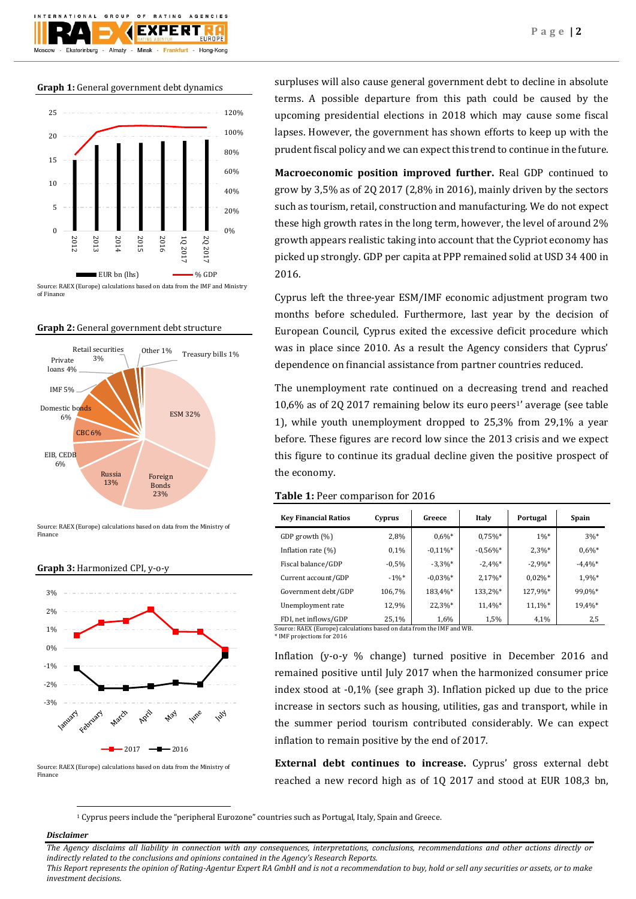**Graph 1:** General government debt dynamics

Source: RAEX (Europe) calculations based on data from the IMF and Ministry of Finance

**Graph 2:** General government debt structure

Source: RAEX (Europe) calculations based on data from the Ministry of Finance

**Graph 3:** Harmonized CPI, y-o-y

Source: RAEX (Europe) calculations based on data from the Ministry of Finance

surpluses will also cause general government debt to decline in absolute terms. A possible departure from this path could be caused by the upcoming presidential elections in 2018 which may cause some fiscal lapses. However, the government has shown efforts to keep up with the prudent fiscal policy and we can expect this trend to continue in the future.

**Macroeconomic position improved further.** Real GDP continued to grow by 3,5% as of 2Q 2017 (2,8% in 2016), mainly driven by the sectors such as tourism, retail, construction and manufacturing. We do not expect these high growth rates in the long term, however, the level of around 2% growth appears realistic taking into account that the Cypriot economy has picked up strongly. GDP per capita at PPP remained solid at USD 34 400 in 2016.

Cyprus left the three-year ESM/IMF economic adjustment program two months before scheduled. Furthermore, last year by the decision of European Council, Cyprus exited the excessive deficit procedure which was in place since 2010. As a result the Agency considers that Cyprus' dependence on financial assistance from partner countries reduced.

The unemployment rate continued on a decreasing trend and reached 10,6% as of 2Q 2017 remaining below its euro peers[1]' average (see table 1), while youth unemployment dropped to 25,3% from 29,1% a year before. These figures are record low since the 2013 crisis and we expect this figure to continue its gradual decline given the positive prospect of the economy.

**Table 1:** Peer comparison for 2016

| Key Financial Ratios | Cyprus | Greece | Italy | Portugal | Spain |
|---|---|---|---|---|---|
| GDP growth (%) | 2,8% | 0,6%* | 0,75%* | 1%* | 3%* |
| Inflation rate (%) | 0,1% | -0,11%* | -0,56%* | 2,3%* | 0,6%* |
| Fiscal balance/GDP | -0,5% | -3,3%* | -2,4%* | -2,9%* | -4,4%* |
| Current account/GDP | -1%* | -0,03%* | 2,17%* | 0,02%* | 1,9%* |
| Government debt/GDP | 106,7% | 183,4%* | 133,2%* | 127,9%* | 99,0%* |
| Unemployment rate | 12,9% | 22,3%* | 11,4%* | 11,1%* | 19,4%* |
| FDI, net inflows/GDP | 25,1% | 1,6% | 1,5% | 4,1% | 2,5 |

Source: RAEX (Europe) calculations based on data from the IMF and WB.
\* IMF projections for 2016

Inflation (y-o-y % change) turned positive in December 2016 and remained positive until July 2017 when the harmonized consumer price index stood at -0,1% (see graph 3). Inflation picked up due to the price increase in sectors such as housing, utilities, gas and transport, while in the summer period tourism contributed considerably. We can expect inflation to remain positive by the end of 2017.

**External debt continues to increase.** Cyprus' gross external debt reached a new record high as of 1Q 2017 and stood at EUR 108,3 bn,

[1] Cyprus peers include the "peripheral Eurozone" countries such as Portugal, Italy, Spain and Greece.

***Disclaimer***

*The Agency disclaims all liability in connection with any consequences, interpretations, conclusions, recommendations and other actions directly or indirectly related to the conclusions and opinions contained in the Agency's Research Reports.*
*This Report represents the opinion of Rating-Agentur Expert RA GmbH and is not a recommendation to buy, hold or sell any securities or assets, or to make investment decisions.*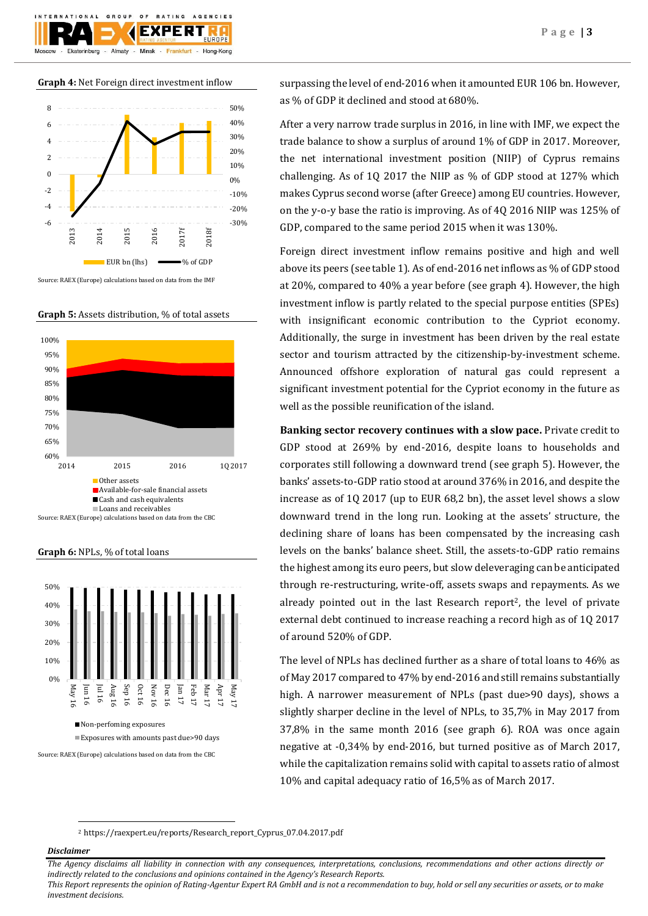**Graph 4:** Net Foreign direct investment inflow

Source: RAEX (Europe) calculations based on data from the IMF

**Graph 5:** Assets distribution, % of total assets

Source: RAEX (Europe) calculations based on data from the CBC

**Graph 6:** NPLs, % of total loans

Source: RAEX (Europe) calculations based on data from the CBC

surpassing the level of end-2016 when it amounted EUR 106 bn. However, as % of GDP it declined and stood at 680%.

After a very narrow trade surplus in 2016, in line with IMF, we expect the trade balance to show a surplus of around 1% of GDP in 2017. Moreover, the net international investment position (NIIP) of Cyprus remains challenging. As of 1Q 2017 the NIIP as % of GDP stood at 127% which makes Cyprus second worse (after Greece) among EU countries. However, on the y-o-y base the ratio is improving. As of 4Q 2016 NIIP was 125% of GDP, compared to the same period 2015 when it was 130%.

Foreign direct investment inflow remains positive and high and well above its peers (see table 1). As of end-2016 net inflows as % of GDP stood at 20%, compared to 40% a year before (see graph 4). However, the high investment inflow is partly related to the special purpose entities (SPEs) with insignificant economic contribution to the Cypriot economy. Additionally, the surge in investment has been driven by the real estate sector and tourism attracted by the citizenship-by-investment scheme. Announced offshore exploration of natural gas could represent a significant investment potential for the Cypriot economy in the future as well as the possible reunification of the island.

**Banking sector recovery continues with a slow pace.** Private credit to GDP stood at 269% by end-2016, despite loans to households and corporates still following a downward trend (see graph 5). However, the banks' assets-to-GDP ratio stood at around 376% in 2016, and despite the increase as of 1Q 2017 (up to EUR 68,2 bn), the asset level shows a slow downward trend in the long run. Looking at the assets' structure, the declining share of loans has been compensated by the increasing cash levels on the banks' balance sheet. Still, the assets-to-GDP ratio remains the highest among its euro peers, but slow deleveraging can be anticipated through re-restructuring, write-off, assets swaps and repayments. As we already pointed out in the last Research report[2], the level of private external debt continued to increase reaching a record high as of 1Q 2017 of around 520% of GDP.

The level of NPLs has declined further as a share of total loans to 46% as of May 2017 compared to 47% by end-2016 and still remains substantially high. A narrower measurement of NPLs (past due>90 days), shows a slightly sharper decline in the level of NPLs, to 35,7% in May 2017 from 37,8% in the same month 2016 (see graph 6). ROA was once again negative at -0,34% by end-2016, but turned positive as of March 2017, while the capitalization remains solid with capital to assets ratio of almost 10% and capital adequacy ratio of 16,5% as of March 2017.

[2] https://raexpert.eu/reports/Research_report_Cyprus_07.04.2017.pdf

***Disclaimer***

*The Agency disclaims all liability in connection with any consequences, interpretations, conclusions, recommendations and other actions directly or indirectly related to the conclusions and opinions contained in the Agency's Research Reports.*
*This Report represents the opinion of Rating-Agentur Expert RA GmbH and is not a recommendation to buy, hold or sell any securities or assets, or to make investment decisions.*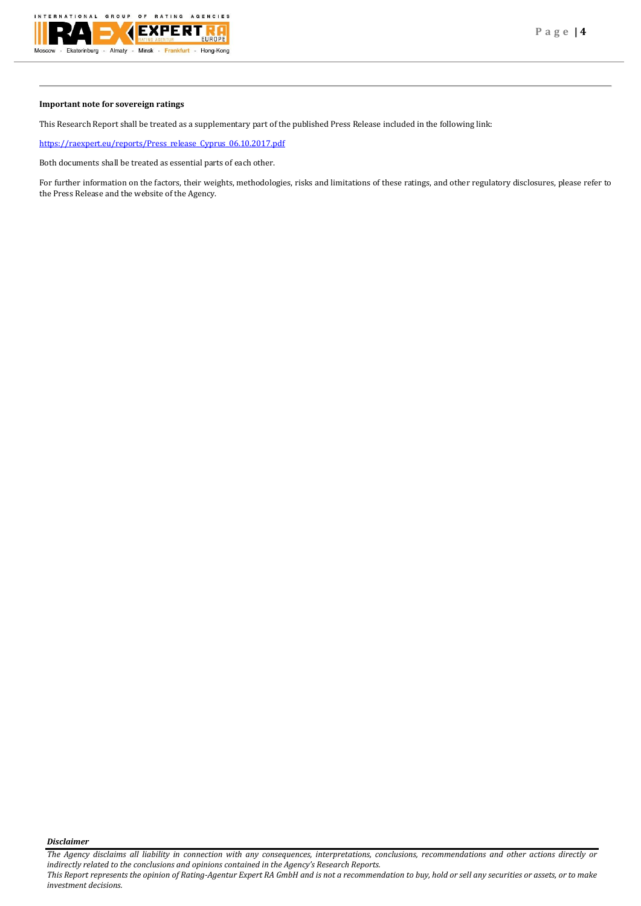**Important note for sovereign ratings**

This Research Report shall be treated as a supplementary part of the published Press Release included in the following link:

https://raexpert.eu/reports/Press_release_Cyprus_06.10.2017.pdf

Both documents shall be treated as essential parts of each other.

For further information on the factors, their weights, methodologies, risks and limitations of these ratings, and other regulatory disclosures, please refer to the Press Release and the website of the Agency.

***Disclaimer***

*The Agency disclaims all liability in connection with any consequences, interpretations, conclusions, recommendations and other actions directly or indirectly related to the conclusions and opinions contained in the Agency's Research Reports.*

*This Report represents the opinion of Rating-Agentur Expert RA GmbH and is not a recommendation to buy, hold or sell any securities or assets, or to make investment decisions.*